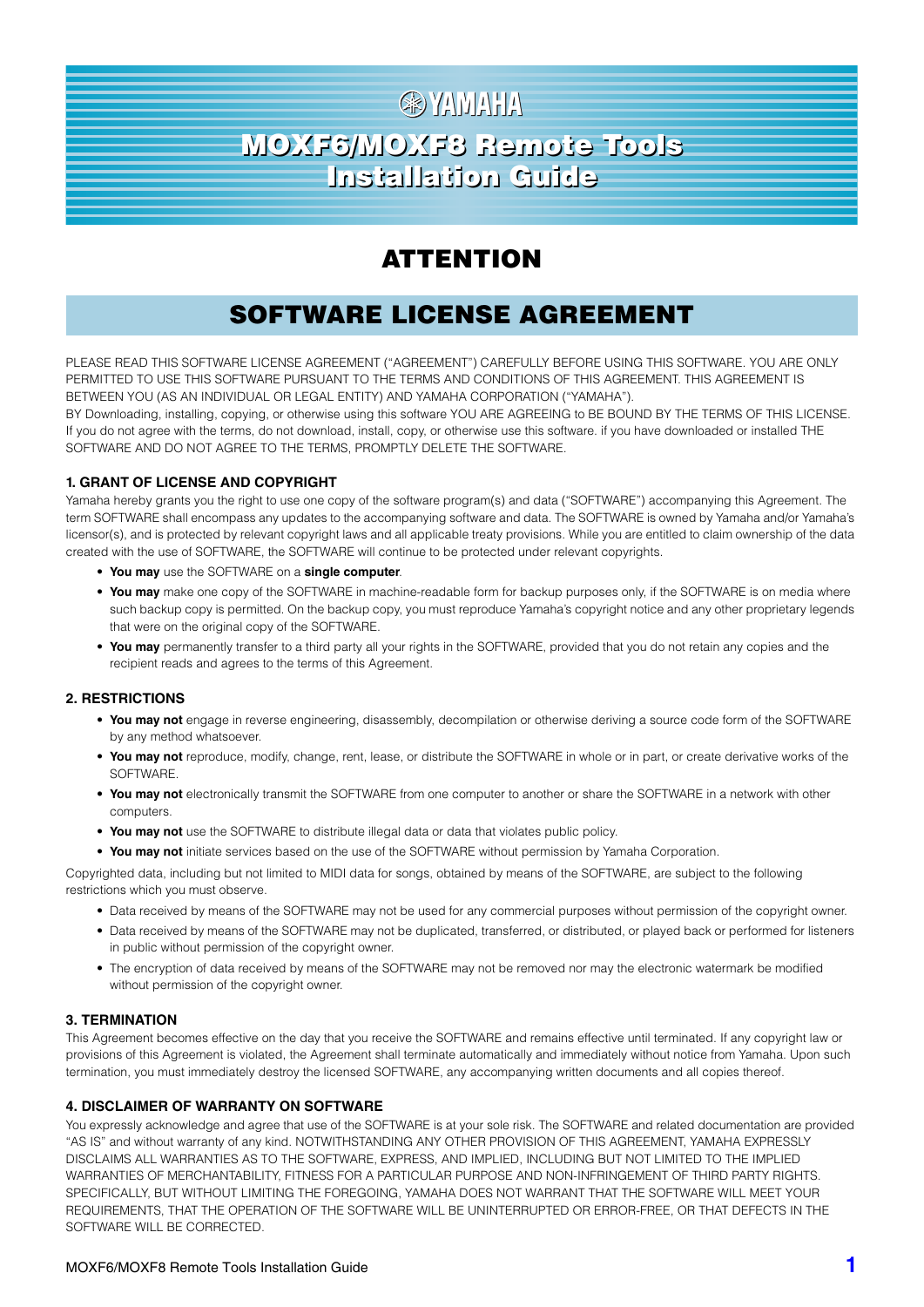# YAMAHA

# MOXF6/MOXF8 Remote Tools Installation Guide

## ATTENTION

## SOFTWARE LICENSE AGREEMENT

PLEASE READ THIS SOFTWARE LICENSE AGREEMENT ("AGREEMENT") CAREFULLY BEFORE USING THIS SOFTWARE. YOU ARE ONLY PERMITTED TO USE THIS SOFTWARE PURSUANT TO THE TERMS AND CONDITIONS OF THIS AGREEMENT. THIS AGREEMENT IS BETWEEN YOU (AS AN INDIVIDUAL OR LEGAL ENTITY) AND YAMAHA CORPORATION ("YAMAHA").

BY Downloading, installing, copying, or otherwise using this software YOU ARE AGREEING to BE BOUND BY THE TERMS OF THIS LICENSE. If you do not agree with the terms, do not download, install, copy, or otherwise use this software. if you have downloaded or installed THE SOFTWARE AND DO NOT AGREE TO THE TERMS, PROMPTLY DELETE THE SOFTWARE.

### 1. GRANT OF LICENSE AND COPYRIGHT

Yamaha hereby grants you the right to use one copy of the software program(s) and data ("SOFTWARE") accompanying this Agreement. The term SOFTWARE shall encompass any updates to the accompanying software and data. The SOFTWARE is owned by Yamaha and/or Yamaha's licensor(s), and is protected by relevant copyright laws and all applicable treaty provisions. While you are entitled to claim ownership of the data created with the use of SOFTWARE, the SOFTWARE will continue to be protected under relevant copyrights.

- **You may** use the SOFTWARE on a **single computer**.
- **You may** make one copy of the SOFTWARE in machine-readable form for backup purposes only, if the SOFTWARE is on media where such backup copy is permitted. On the backup copy, you must reproduce Yamaha's copyright notice and any other proprietary legends that were on the original copy of the SOFTWARE.
- **You may** permanently transfer to a third party all your rights in the SOFTWARE, provided that you do not retain any copies and the recipient reads and agrees to the terms of this Agreement.

### 2. RESTRICTIONS

- **You may not** engage in reverse engineering, disassembly, decompilation or otherwise deriving a source code form of the SOFTWARE by any method whatsoever.
- **You may not** reproduce, modify, change, rent, lease, or distribute the SOFTWARE in whole or in part, or create derivative works of the SOFTWARE.
- **You may not** electronically transmit the SOFTWARE from one computer to another or share the SOFTWARE in a network with other computers.
- **You may not** use the SOFTWARE to distribute illegal data or data that violates public policy.
- **You may not** initiate services based on the use of the SOFTWARE without permission by Yamaha Corporation.

Copyrighted data, including but not limited to MIDI data for songs, obtained by means of the SOFTWARE, are subject to the following restrictions which you must observe.

- Data received by means of the SOFTWARE may not be used for any commercial purposes without permission of the copyright owner.
- Data received by means of the SOFTWARE may not be duplicated, transferred, or distributed, or played back or performed for listeners in public without permission of the copyright owner.
- The encryption of data received by means of the SOFTWARE may not be removed nor may the electronic watermark be modified without permission of the copyright owner.

### 3. TERMINATION

This Agreement becomes effective on the day that you receive the SOFTWARE and remains effective until terminated. If any copyright law or provisions of this Agreement is violated, the Agreement shall terminate automatically and immediately without notice from Yamaha. Upon such termination, you must immediately destroy the licensed SOFTWARE, any accompanying written documents and all copies thereof.

### 4. DISCLAIMER OF WARRANTY ON SOFTWARE

You expressly acknowledge and agree that use of the SOFTWARE is at your sole risk. The SOFTWARE and related documentation are provided "AS IS" and without warranty of any kind. NOTWITHSTANDING ANY OTHER PROVISION OF THIS AGREEMENT, YAMAHA EXPRESSLY DISCLAIMS ALL WARRANTIES AS TO THE SOFTWARE, EXPRESS, AND IMPLIED, INCLUDING BUT NOT LIMITED TO THE IMPLIED WARRANTIES OF MERCHANTABILITY, FITNESS FOR A PARTICULAR PURPOSE AND NON-INFRINGEMENT OF THIRD PARTY RIGHTS. SPECIFICALLY, BUT WITHOUT LIMITING THE FOREGOING, YAMAHA DOES NOT WARRANT THAT THE SOFTWARE WILL MEET YOUR REQUIREMENTS, THAT THE OPERATION OF THE SOFTWARE WILL BE UNINTERRUPTED OR ERROR-FREE, OR THAT DEFECTS IN THE SOFTWARE WILL BE CORRECTED.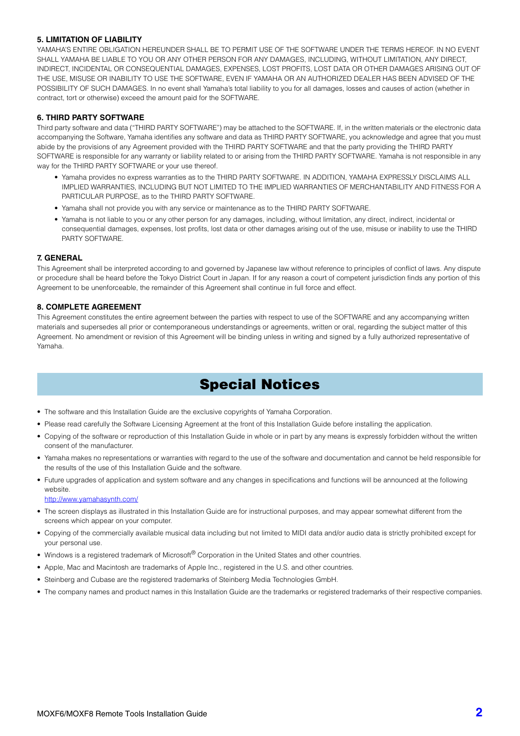### 5. LIMITATION OF LIABILITY

YAMAHA'S ENTIRE OBLIGATION HEREUNDER SHALL BE TO PERMIT USE OF THE SOFTWARE UNDER THE TERMS HEREOF. IN NO EVENT SHALL YAMAHA BE LIABLE TO YOU OR ANY OTHER PERSON FOR ANY DAMAGES, INCLUDING, WITHOUT LIMITATION, ANY DIRECT, INDIRECT, INCIDENTAL OR CONSEQUENTIAL DAMAGES, EXPENSES, LOST PROFITS, LOST DATA OR OTHER DAMAGES ARISING OUT OF THE USE, MISUSE OR INABILITY TO USE THE SOFTWARE, EVEN IF YAMAHA OR AN AUTHORIZED DEALER HAS BEEN ADVISED OF THE POSSIBILITY OF SUCH DAMAGES. In no event shall Yamaha's total liability to you for all damages, losses and causes of action (whether in contract, tort or otherwise) exceed the amount paid for the SOFTWARE.

### 6. THIRD PARTY SOFTWARE

Third party software and data ("THIRD PARTY SOFTWARE") may be attached to the SOFTWARE. If, in the written materials or the electronic data accompanying the Software, Yamaha identifies any software and data as THIRD PARTY SOFTWARE, you acknowledge and agree that you must abide by the provisions of any Agreement provided with the THIRD PARTY SOFTWARE and that the party providing the THIRD PARTY SOFTWARE is responsible for any warranty or liability related to or arising from the THIRD PARTY SOFTWARE. Yamaha is not responsible in any way for the THIRD PARTY SOFTWARE or your use thereof.

- Yamaha provides no express warranties as to the THIRD PARTY SOFTWARE. IN ADDITION, YAMAHA EXPRESSLY DISCLAIMS ALL IMPLIED WARRANTIES, INCLUDING BUT NOT LIMITED TO THE IMPLIED WARRANTIES OF MERCHANTABILITY AND FITNESS FOR A PARTICULAR PURPOSE, as to the THIRD PARTY SOFTWARE.
- Yamaha shall not provide you with any service or maintenance as to the THIRD PARTY SOFTWARE.
- Yamaha is not liable to you or any other person for any damages, including, without limitation, any direct, indirect, incidental or consequential damages, expenses, lost profits, lost data or other damages arising out of the use, misuse or inability to use the THIRD PARTY SOFTWARE.

### 7. GENERAL

This Agreement shall be interpreted according to and governed by Japanese law without reference to principles of conflict of laws. Any dispute or procedure shall be heard before the Tokyo District Court in Japan. If for any reason a court of competent jurisdiction finds any portion of this Agreement to be unenforceable, the remainder of this Agreement shall continue in full force and effect.

### 8. COMPLETE AGREEMENT

This Agreement constitutes the entire agreement between the parties with respect to use of the SOFTWARE and any accompanying written materials and supersedes all prior or contemporaneous understandings or agreements, written or oral, regarding the subject matter of this Agreement. No amendment or revision of this Agreement will be binding unless in writing and signed by a fully authorized representative of Yamaha.

## Special Notices

- The software and this Installation Guide are the exclusive copyrights of Yamaha Corporation.
- Please read carefully the Software Licensing Agreement at the front of this Installation Guide before installing the application.
- Copying of the software or reproduction of this Installation Guide in whole or in part by any means is expressly forbidden without the written consent of the manufacturer.
- Yamaha makes no representations or warranties with regard to the use of the software and documentation and cannot be held responsible for the results of the use of this Installation Guide and the software.
- Future upgrades of application and system software and any changes in specifications and functions will be announced at the following website.
  http://www.yamahasynth.com/
- The screen displays as illustrated in this Installation Guide are for instructional purposes, and may appear somewhat different from the screens which appear on your computer.
- Copying of the commercially available musical data including but not limited to MIDI data and/or audio data is strictly prohibited except for your personal use.
- Windows is a registered trademark of Microsoft® Corporation in the United States and other countries.
- Apple, Mac and Macintosh are trademarks of Apple Inc., registered in the U.S. and other countries.
- Steinberg and Cubase are the registered trademarks of Steinberg Media Technologies GmbH.
- The company names and product names in this Installation Guide are the trademarks or registered trademarks of their respective companies.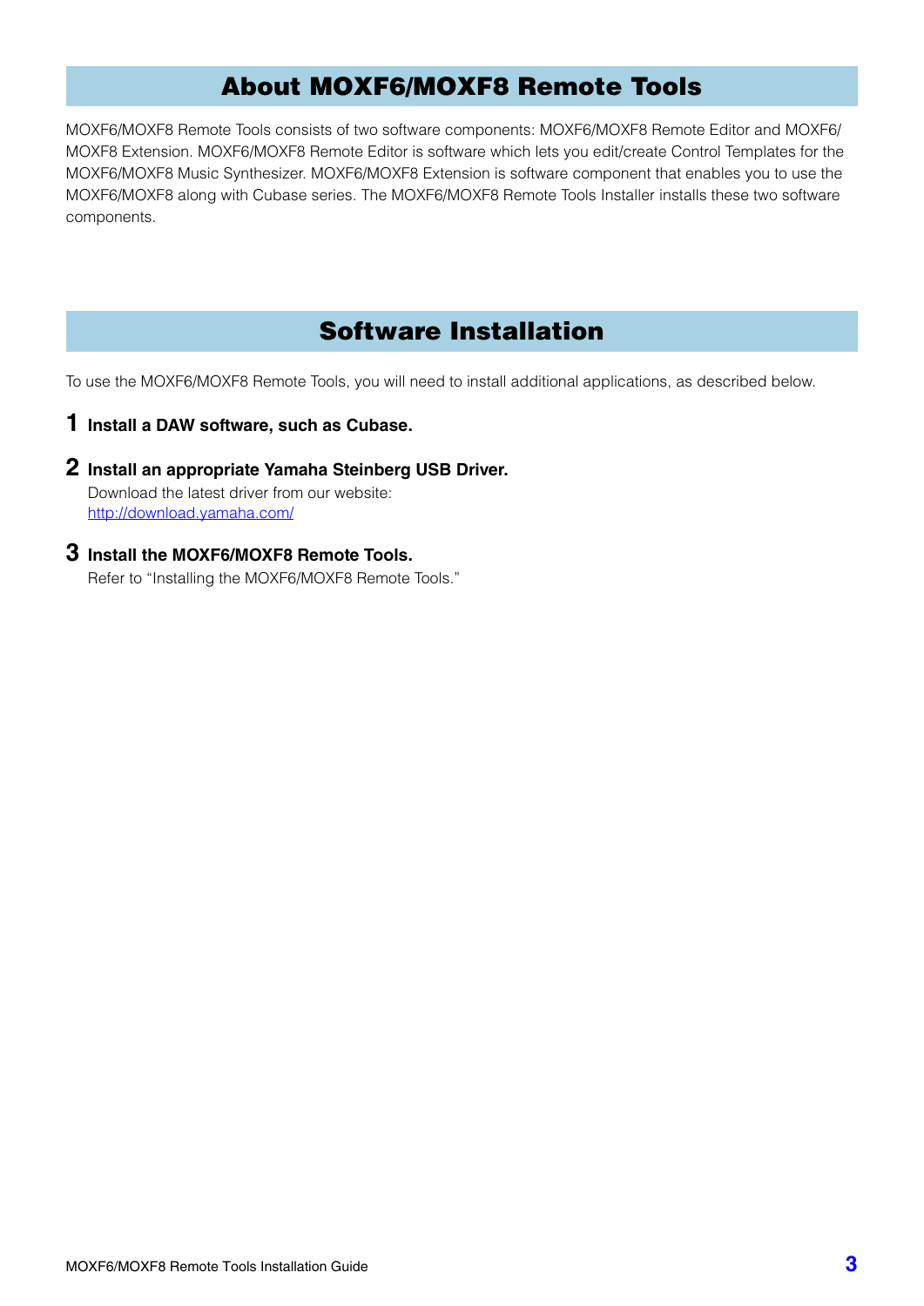## About MOXF6/MOXF8 Remote Tools

MOXF6/MOXF8 Remote Tools consists of two software components: MOXF6/MOXF8 Remote Editor and MOXF6/MOXF8 Extension. MOXF6/MOXF8 Remote Editor is software which lets you edit/create Control Templates for the MOXF6/MOXF8 Music Synthesizer. MOXF6/MOXF8 Extension is software component that enables you to use the MOXF6/MOXF8 along with Cubase series. The MOXF6/MOXF8 Remote Tools Installer installs these two software components.

## Software Installation

To use the MOXF6/MOXF8 Remote Tools, you will need to install additional applications, as described below.

1. **Install a DAW software, such as Cubase.**

2. **Install an appropriate Yamaha Steinberg USB Driver.**
   Download the latest driver from our website:
   [http://download.yamaha.com/](http://download.yamaha.com/)

3. **Install the MOXF6/MOXF8 Remote Tools.**
   Refer to “Installing the MOXF6/MOXF8 Remote Tools.”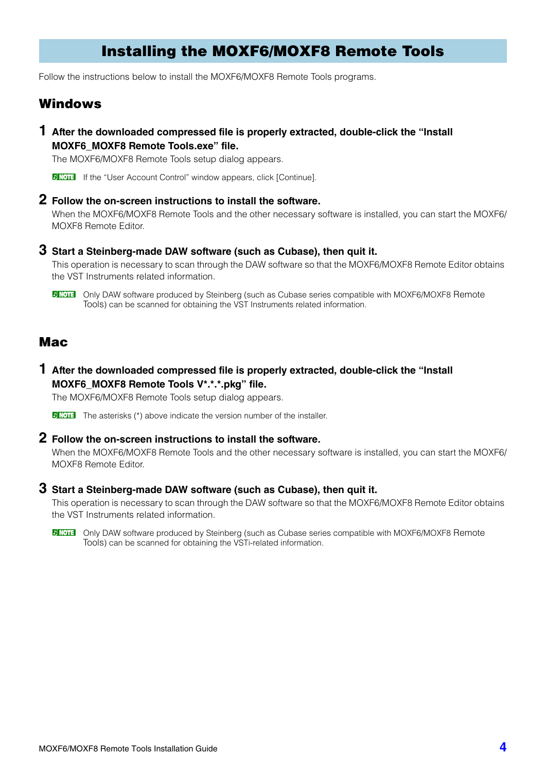# Installing the MOXF6/MOXF8 Remote Tools

Follow the instructions below to install the MOXF6/MOXF8 Remote Tools programs.

## Windows

**1 After the downloaded compressed file is properly extracted, double-click the "Install MOXF6_MOXF8 Remote Tools.exe" file.**

The MOXF6/MOXF8 Remote Tools setup dialog appears.

NOTE If the "User Account Control" window appears, click [Continue].

**2 Follow the on-screen instructions to install the software.**

When the MOXF6/MOXF8 Remote Tools and the other necessary software is installed, you can start the MOXF6/MOXF8 Remote Editor.

**3 Start a Steinberg-made DAW software (such as Cubase), then quit it.**

This operation is necessary to scan through the DAW software so that the MOXF6/MOXF8 Remote Editor obtains the VST Instruments related information.

NOTE Only DAW software produced by Steinberg (such as Cubase series compatible with MOXF6/MOXF8 Remote Tools) can be scanned for obtaining the VST Instruments related information.

## Mac

**1 After the downloaded compressed file is properly extracted, double-click the "Install MOXF6_MOXF8 Remote Tools V*.*.*.pkg" file.**

The MOXF6/MOXF8 Remote Tools setup dialog appears.

NOTE The asterisks (*) above indicate the version number of the installer.

**2 Follow the on-screen instructions to install the software.**

When the MOXF6/MOXF8 Remote Tools and the other necessary software is installed, you can start the MOXF6/MOXF8 Remote Editor.

**3 Start a Steinberg-made DAW software (such as Cubase), then quit it.**

This operation is necessary to scan through the DAW software so that the MOXF6/MOXF8 Remote Editor obtains the VST Instruments related information.

NOTE Only DAW software produced by Steinberg (such as Cubase series compatible with MOXF6/MOXF8 Remote Tools) can be scanned for obtaining the VSTi-related information.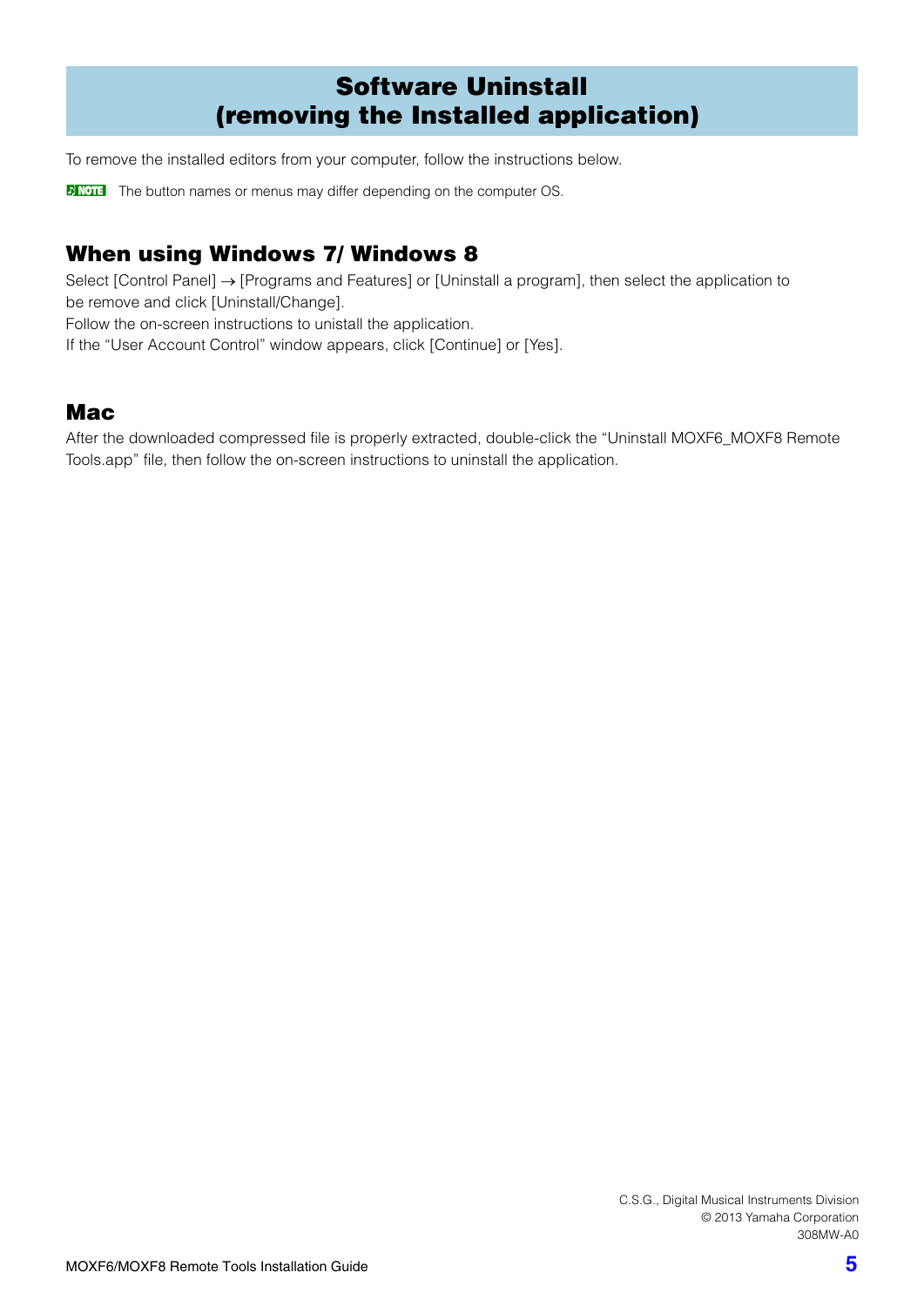# Software Uninstall (removing the Installed application)

To remove the installed editors from your computer, follow the instructions below.

NOTE The button names or menus may differ depending on the computer OS.

## When using Windows 7/ Windows 8

Select [Control Panel] → [Programs and Features] or [Uninstall a program], then select the application to be remove and click [Uninstall/Change].
Follow the on-screen instructions to unistall the application.
If the "User Account Control" window appears, click [Continue] or [Yes].

## Mac

After the downloaded compressed file is properly extracted, double-click the "Uninstall MOXF6_MOXF8 Remote Tools.app" file, then follow the on-screen instructions to uninstall the application.

C.S.G., Digital Musical Instruments Division
© 2013 Yamaha Corporation
308MW-A0